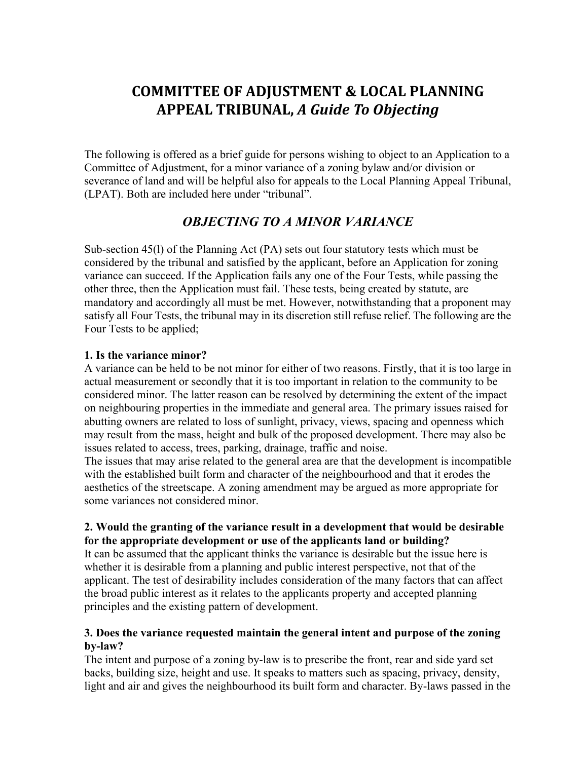# COMMITTEE OF ADJUSTMENT & LOCAL PLANNING APPEAL TRIBUNAL, *A Guide To Objecting*

The following is offered as a brief guide for persons wishing to object to an Application to a Committee of Adjustment, for a minor variance of a zoning bylaw and/or division or severance of land and will be helpful also for appeals to the Local Planning Appeal Tribunal, (LPAT). Both are included here under "tribunal".

## *OBJECTING TO A MINOR VARIANCE*

Sub-section 45(l) of the Planning Act (PA) sets out four statutory tests which must be considered by the tribunal and satisfied by the applicant, before an Application for zoning variance can succeed. If the Application fails any one of the Four Tests, while passing the other three, then the Application must fail. These tests, being created by statute, are mandatory and accordingly all must be met. However, notwithstanding that a proponent may satisfy all Four Tests, the tribunal may in its discretion still refuse relief. The following are the Four Tests to be applied;

**1. Is the variance minor?**

A variance can be held to be not minor for either of two reasons. Firstly, that it is too large in actual measurement or secondly that it is too important in relation to the community to be considered minor. The latter reason can be resolved by determining the extent of the impact on neighbouring properties in the immediate and general area. The primary issues raised for abutting owners are related to loss of sunlight, privacy, views, spacing and openness which may result from the mass, height and bulk of the proposed development. There may also be issues related to access, trees, parking, drainage, traffic and noise.

The issues that may arise related to the general area are that the development is incompatible with the established built form and character of the neighbourhood and that it erodes the aesthetics of the streetscape. A zoning amendment may be argued as more appropriate for some variances not considered minor.

**2. Would the granting of the variance result in a development that would be desirable for the appropriate development or use of the applicants land or building?**

It can be assumed that the applicant thinks the variance is desirable but the issue here is whether it is desirable from a planning and public interest perspective, not that of the applicant. The test of desirability includes consideration of the many factors that can affect the broad public interest as it relates to the applicants property and accepted planning principles and the existing pattern of development.

**3. Does the variance requested maintain the general intent and purpose of the zoning by-law?**

The intent and purpose of a zoning by-law is to prescribe the front, rear and side yard set backs, building size, height and use. It speaks to matters such as spacing, privacy, density, light and air and gives the neighbourhood its built form and character. By-laws passed in the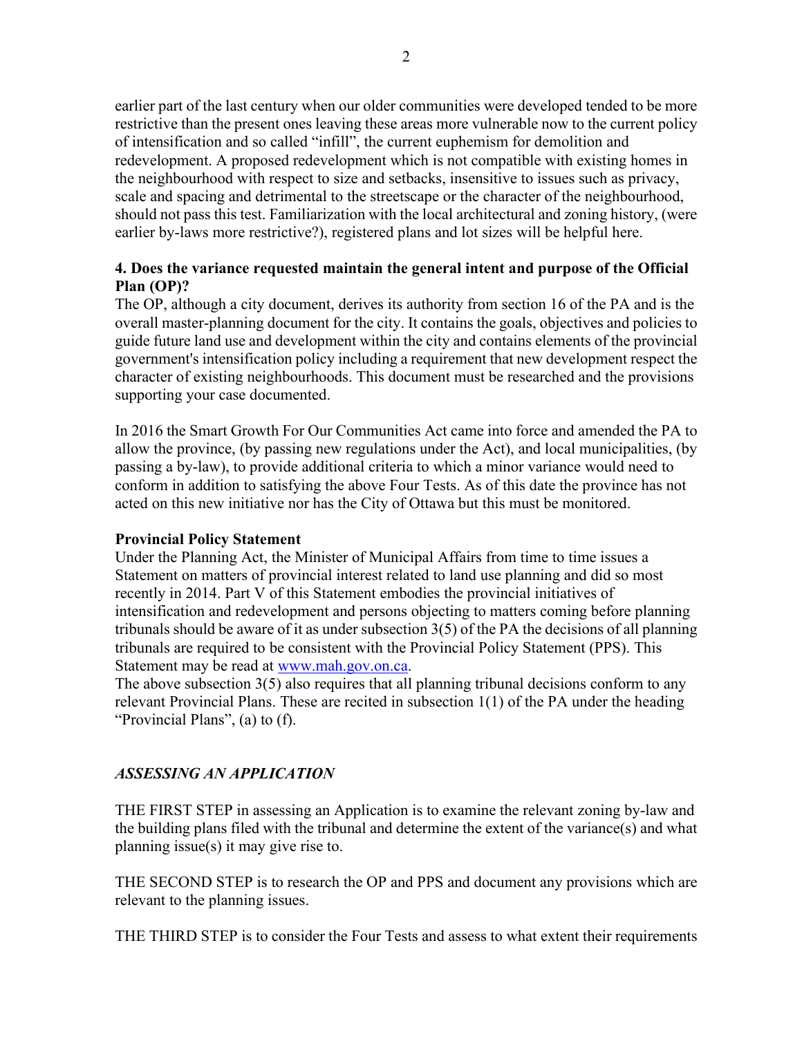earlier part of the last century when our older communities were developed tended to be more restrictive than the present ones leaving these areas more vulnerable now to the current policy of intensification and so called "infill", the current euphemism for demolition and redevelopment. A proposed redevelopment which is not compatible with existing homes in the neighbourhood with respect to size and setbacks, insensitive to issues such as privacy, scale and spacing and detrimental to the streetscape or the character of the neighbourhood, should not pass this test. Familiarization with the local architectural and zoning history, (were earlier by-laws more restrictive?), registered plans and lot sizes will be helpful here.

**4. Does the variance requested maintain the general intent and purpose of the Official Plan (OP)?**

The OP, although a city document, derives its authority from section 16 of the PA and is the overall master-planning document for the city. It contains the goals, objectives and policies to guide future land use and development within the city and contains elements of the provincial government's intensification policy including a requirement that new development respect the character of existing neighbourhoods. This document must be researched and the provisions supporting your case documented.

In 2016 the Smart Growth For Our Communities Act came into force and amended the PA to allow the province, (by passing new regulations under the Act), and local municipalities, (by passing a by-law), to provide additional criteria to which a minor variance would need to conform in addition to satisfying the above Four Tests. As of this date the province has not acted on this new initiative nor has the City of Ottawa but this must be monitored.

**Provincial Policy Statement**

Under the Planning Act, the Minister of Municipal Affairs from time to time issues a Statement on matters of provincial interest related to land use planning and did so most recently in 2014. Part V of this Statement embodies the provincial initiatives of intensification and redevelopment and persons objecting to matters coming before planning tribunals should be aware of it as under subsection 3(5) of the PA the decisions of all planning tribunals are required to be consistent with the Provincial Policy Statement (PPS). This Statement may be read at www.mah.gov.on.ca.

The above subsection 3(5) also requires that all planning tribunal decisions conform to any relevant Provincial Plans. These are recited in subsection 1(1) of the PA under the heading "Provincial Plans", (a) to (f).

## *ASSESSING AN APPLICATION*

THE FIRST STEP in assessing an Application is to examine the relevant zoning by-law and the building plans filed with the tribunal and determine the extent of the variance(s) and what planning issue(s) it may give rise to.

THE SECOND STEP is to research the OP and PPS and document any provisions which are relevant to the planning issues.

THE THIRD STEP is to consider the Four Tests and assess to what extent their requirements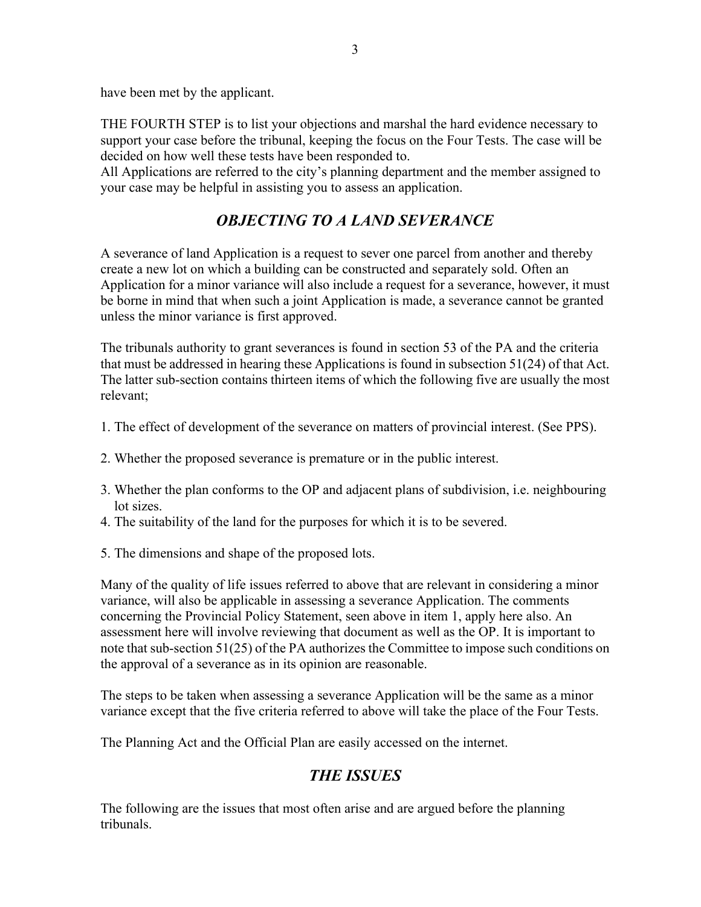have been met by the applicant.

THE FOURTH STEP is to list your objections and marshal the hard evidence necessary to support your case before the tribunal, keeping the focus on the Four Tests. The case will be decided on how well these tests have been responded to.
All Applications are referred to the city's planning department and the member assigned to your case may be helpful in assisting you to assess an application.

## *OBJECTING TO A LAND SEVERANCE*

A severance of land Application is a request to sever one parcel from another and thereby create a new lot on which a building can be constructed and separately sold. Often an Application for a minor variance will also include a request for a severance, however, it must be borne in mind that when such a joint Application is made, a severance cannot be granted unless the minor variance is first approved.

The tribunals authority to grant severances is found in section 53 of the PA and the criteria that must be addressed in hearing these Applications is found in subsection 51(24) of that Act. The latter sub-section contains thirteen items of which the following five are usually the most relevant;

1. The effect of development of the severance on matters of provincial interest. (See PPS).

2. Whether the proposed severance is premature or in the public interest.

3. Whether the plan conforms to the OP and adjacent plans of subdivision, i.e. neighbouring lot sizes.
4. The suitability of the land for the purposes for which it is to be severed.

5. The dimensions and shape of the proposed lots.

Many of the quality of life issues referred to above that are relevant in considering a minor variance, will also be applicable in assessing a severance Application. The comments concerning the Provincial Policy Statement, seen above in item 1, apply here also. An assessment here will involve reviewing that document as well as the OP. It is important to note that sub-section 51(25) of the PA authorizes the Committee to impose such conditions on the approval of a severance as in its opinion are reasonable.

The steps to be taken when assessing a severance Application will be the same as a minor variance except that the five criteria referred to above will take the place of the Four Tests.

The Planning Act and the Official Plan are easily accessed on the internet.

## *THE ISSUES*

The following are the issues that most often arise and are argued before the planning tribunals.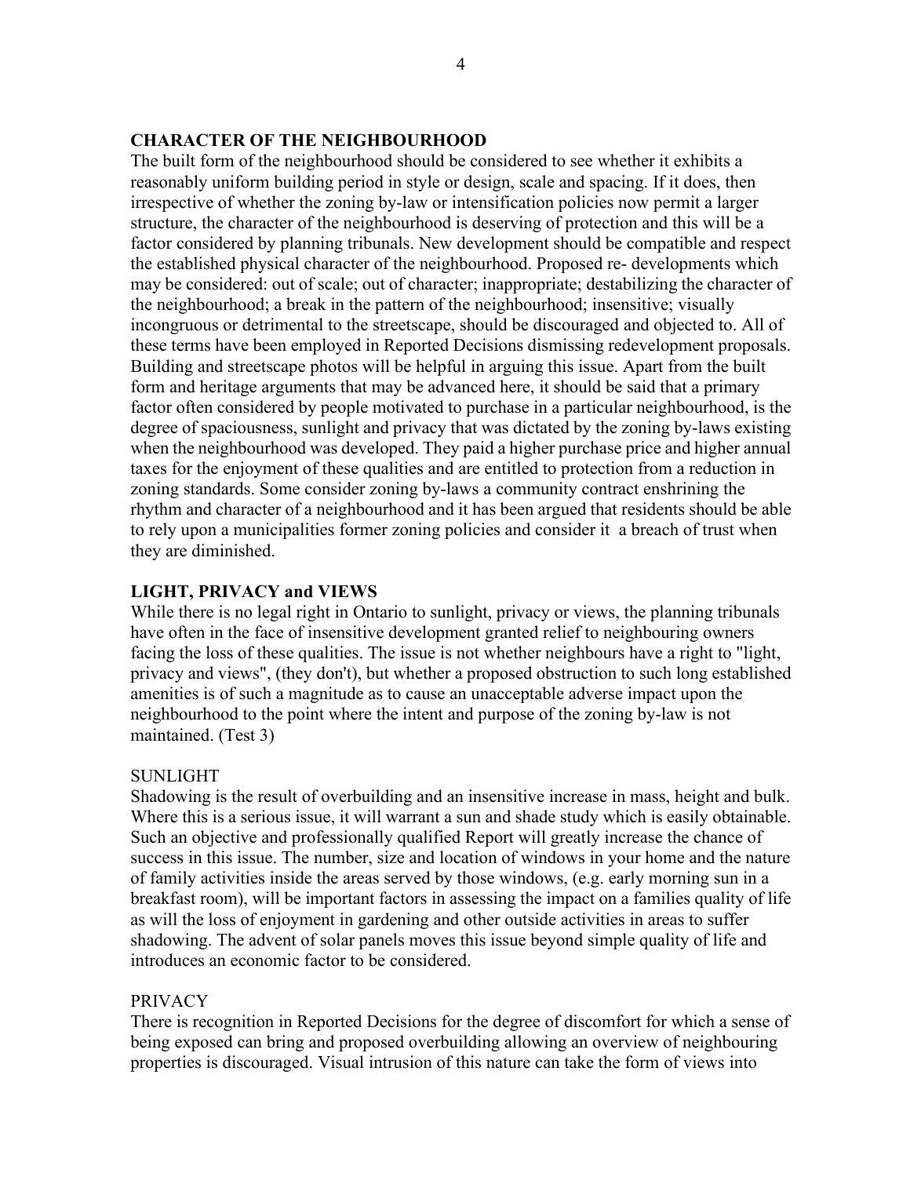## CHARACTER OF THE NEIGHBOURHOOD

The built form of the neighbourhood should be considered to see whether it exhibits a reasonably uniform building period in style or design, scale and spacing. If it does, then irrespective of whether the zoning by-law or intensification policies now permit a larger structure, the character of the neighbourhood is deserving of protection and this will be a factor considered by planning tribunals. New development should be compatible and respect the established physical character of the neighbourhood. Proposed re- developments which may be considered: out of scale; out of character; inappropriate; destabilizing the character of the neighbourhood; a break in the pattern of the neighbourhood; insensitive; visually incongruous or detrimental to the streetscape, should be discouraged and objected to. All of these terms have been employed in Reported Decisions dismissing redevelopment proposals. Building and streetscape photos will be helpful in arguing this issue. Apart from the built form and heritage arguments that may be advanced here, it should be said that a primary factor often considered by people motivated to purchase in a particular neighbourhood, is the degree of spaciousness, sunlight and privacy that was dictated by the zoning by-laws existing when the neighbourhood was developed. They paid a higher purchase price and higher annual taxes for the enjoyment of these qualities and are entitled to protection from a reduction in zoning standards. Some consider zoning by-laws a community contract enshrining the rhythm and character of a neighbourhood and it has been argued that residents should be able to rely upon a municipalities former zoning policies and consider it a breach of trust when they are diminished.

## LIGHT, PRIVACY and VIEWS

While there is no legal right in Ontario to sunlight, privacy or views, the planning tribunals have often in the face of insensitive development granted relief to neighbouring owners facing the loss of these qualities. The issue is not whether neighbours have a right to "light, privacy and views", (they don't), but whether a proposed obstruction to such long established amenities is of such a magnitude as to cause an unacceptable adverse impact upon the neighbourhood to the point where the intent and purpose of the zoning by-law is not maintained. (Test 3)

### SUNLIGHT

Shadowing is the result of overbuilding and an insensitive increase in mass, height and bulk. Where this is a serious issue, it will warrant a sun and shade study which is easily obtainable. Such an objective and professionally qualified Report will greatly increase the chance of success in this issue. The number, size and location of windows in your home and the nature of family activities inside the areas served by those windows, (e.g. early morning sun in a breakfast room), will be important factors in assessing the impact on a families quality of life as will the loss of enjoyment in gardening and other outside activities in areas to suffer shadowing. The advent of solar panels moves this issue beyond simple quality of life and introduces an economic factor to be considered.

### PRIVACY

There is recognition in Reported Decisions for the degree of discomfort for which a sense of being exposed can bring and proposed overbuilding allowing an overview of neighbouring properties is discouraged. Visual intrusion of this nature can take the form of views into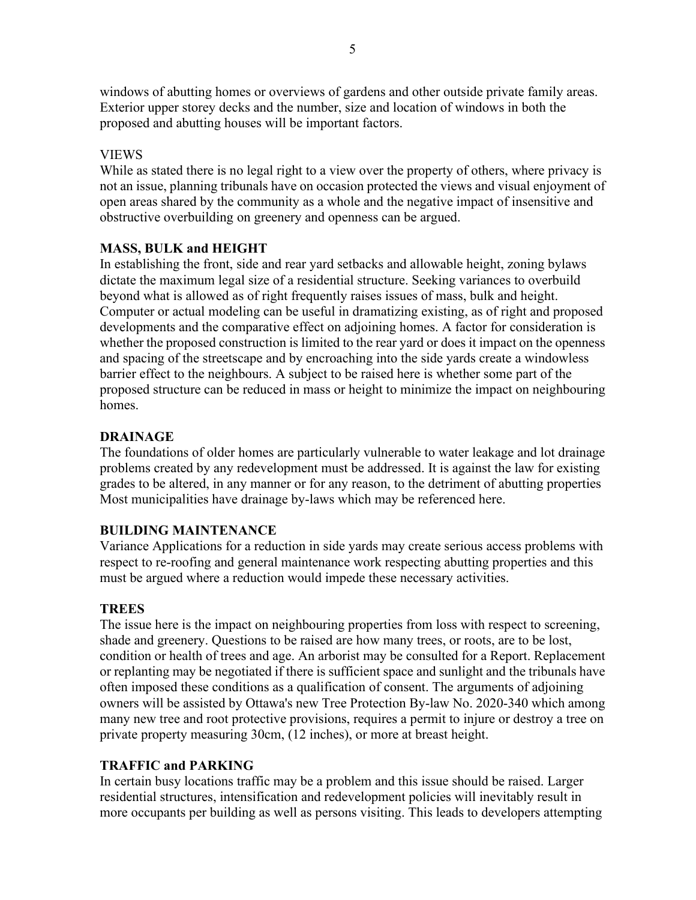windows of abutting homes or overviews of gardens and other outside private family areas. Exterior upper storey decks and the number, size and location of windows in both the proposed and abutting houses will be important factors.

VIEWS

While as stated there is no legal right to a view over the property of others, where privacy is not an issue, planning tribunals have on occasion protected the views and visual enjoyment of open areas shared by the community as a whole and the negative impact of insensitive and obstructive overbuilding on greenery and openness can be argued.

**MASS, BULK and HEIGHT**

In establishing the front, side and rear yard setbacks and allowable height, zoning bylaws dictate the maximum legal size of a residential structure. Seeking variances to overbuild beyond what is allowed as of right frequently raises issues of mass, bulk and height. Computer or actual modeling can be useful in dramatizing existing, as of right and proposed developments and the comparative effect on adjoining homes. A factor for consideration is whether the proposed construction is limited to the rear yard or does it impact on the openness and spacing of the streetscape and by encroaching into the side yards create a windowless barrier effect to the neighbours. A subject to be raised here is whether some part of the proposed structure can be reduced in mass or height to minimize the impact on neighbouring homes.

**DRAINAGE**

The foundations of older homes are particularly vulnerable to water leakage and lot drainage problems created by any redevelopment must be addressed. It is against the law for existing grades to be altered, in any manner or for any reason, to the detriment of abutting properties Most municipalities have drainage by-laws which may be referenced here.

**BUILDING MAINTENANCE**

Variance Applications for a reduction in side yards may create serious access problems with respect to re-roofing and general maintenance work respecting abutting properties and this must be argued where a reduction would impede these necessary activities.

**TREES**

The issue here is the impact on neighbouring properties from loss with respect to screening, shade and greenery. Questions to be raised are how many trees, or roots, are to be lost, condition or health of trees and age. An arborist may be consulted for a Report. Replacement or replanting may be negotiated if there is sufficient space and sunlight and the tribunals have often imposed these conditions as a qualification of consent. The arguments of adjoining owners will be assisted by Ottawa's new Tree Protection By-law No. 2020-340 which among many new tree and root protective provisions, requires a permit to injure or destroy a tree on private property measuring 30cm, (12 inches), or more at breast height.

**TRAFFIC and PARKING**

In certain busy locations traffic may be a problem and this issue should be raised. Larger residential structures, intensification and redevelopment policies will inevitably result in more occupants per building as well as persons visiting. This leads to developers attempting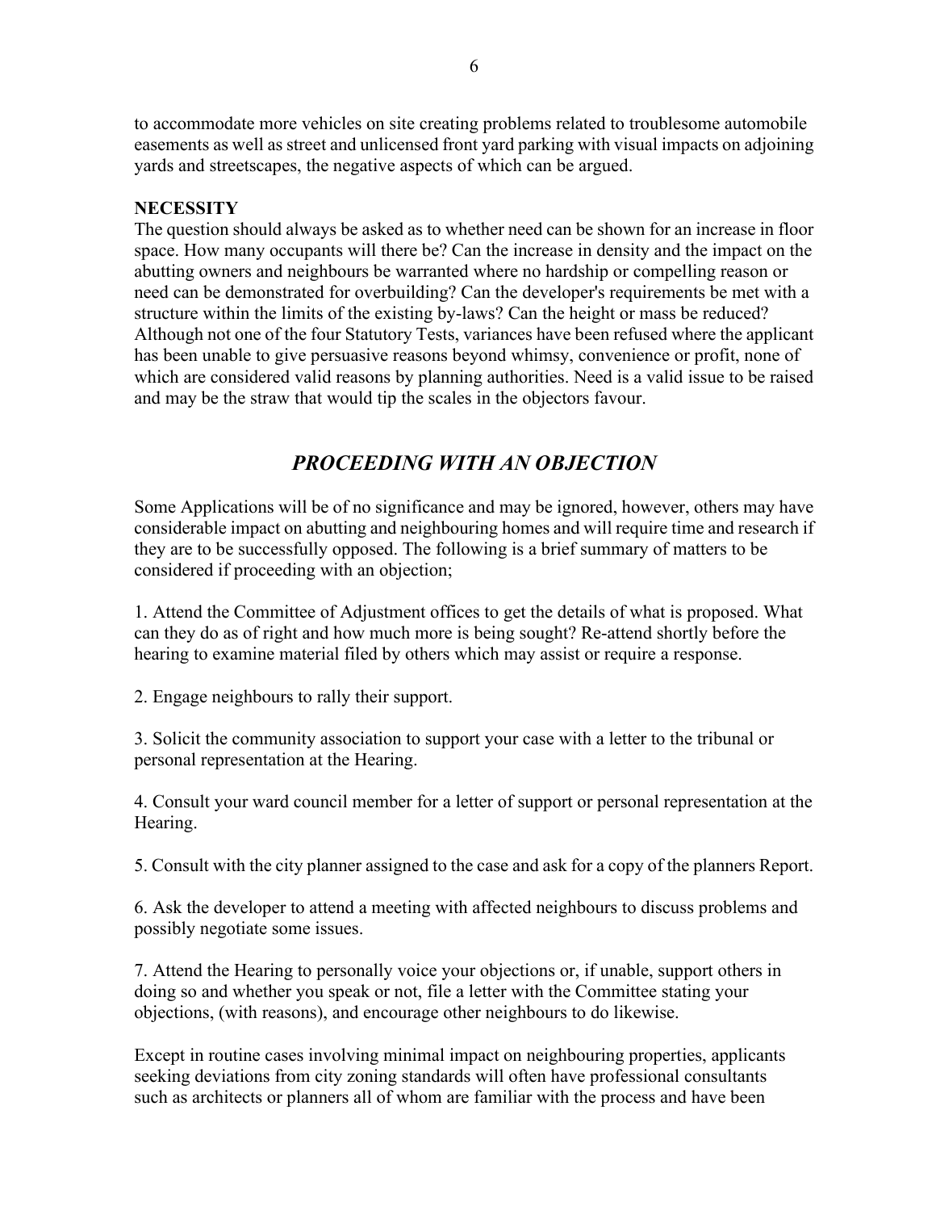to accommodate more vehicles on site creating problems related to troublesome automobile easements as well as street and unlicensed front yard parking with visual impacts on adjoining yards and streetscapes, the negative aspects of which can be argued.

**NECESSITY**

The question should always be asked as to whether need can be shown for an increase in floor space. How many occupants will there be? Can the increase in density and the impact on the abutting owners and neighbours be warranted where no hardship or compelling reason or need can be demonstrated for overbuilding? Can the developer's requirements be met with a structure within the limits of the existing by-laws? Can the height or mass be reduced? Although not one of the four Statutory Tests, variances have been refused where the applicant has been unable to give persuasive reasons beyond whimsy, convenience or profit, none of which are considered valid reasons by planning authorities. Need is a valid issue to be raised and may be the straw that would tip the scales in the objectors favour.

## *PROCEEDING WITH AN OBJECTION*

Some Applications will be of no significance and may be ignored, however, others may have considerable impact on abutting and neighbouring homes and will require time and research if they are to be successfully opposed. The following is a brief summary of matters to be considered if proceeding with an objection;

1. Attend the Committee of Adjustment offices to get the details of what is proposed. What can they do as of right and how much more is being sought? Re-attend shortly before the hearing to examine material filed by others which may assist or require a response.

2. Engage neighbours to rally their support.

3. Solicit the community association to support your case with a letter to the tribunal or personal representation at the Hearing.

4. Consult your ward council member for a letter of support or personal representation at the Hearing.

5. Consult with the city planner assigned to the case and ask for a copy of the planners Report.

6. Ask the developer to attend a meeting with affected neighbours to discuss problems and possibly negotiate some issues.

7. Attend the Hearing to personally voice your objections or, if unable, support others in doing so and whether you speak or not, file a letter with the Committee stating your objections, (with reasons), and encourage other neighbours to do likewise.

Except in routine cases involving minimal impact on neighbouring properties, applicants seeking deviations from city zoning standards will often have professional consultants such as architects or planners all of whom are familiar with the process and have been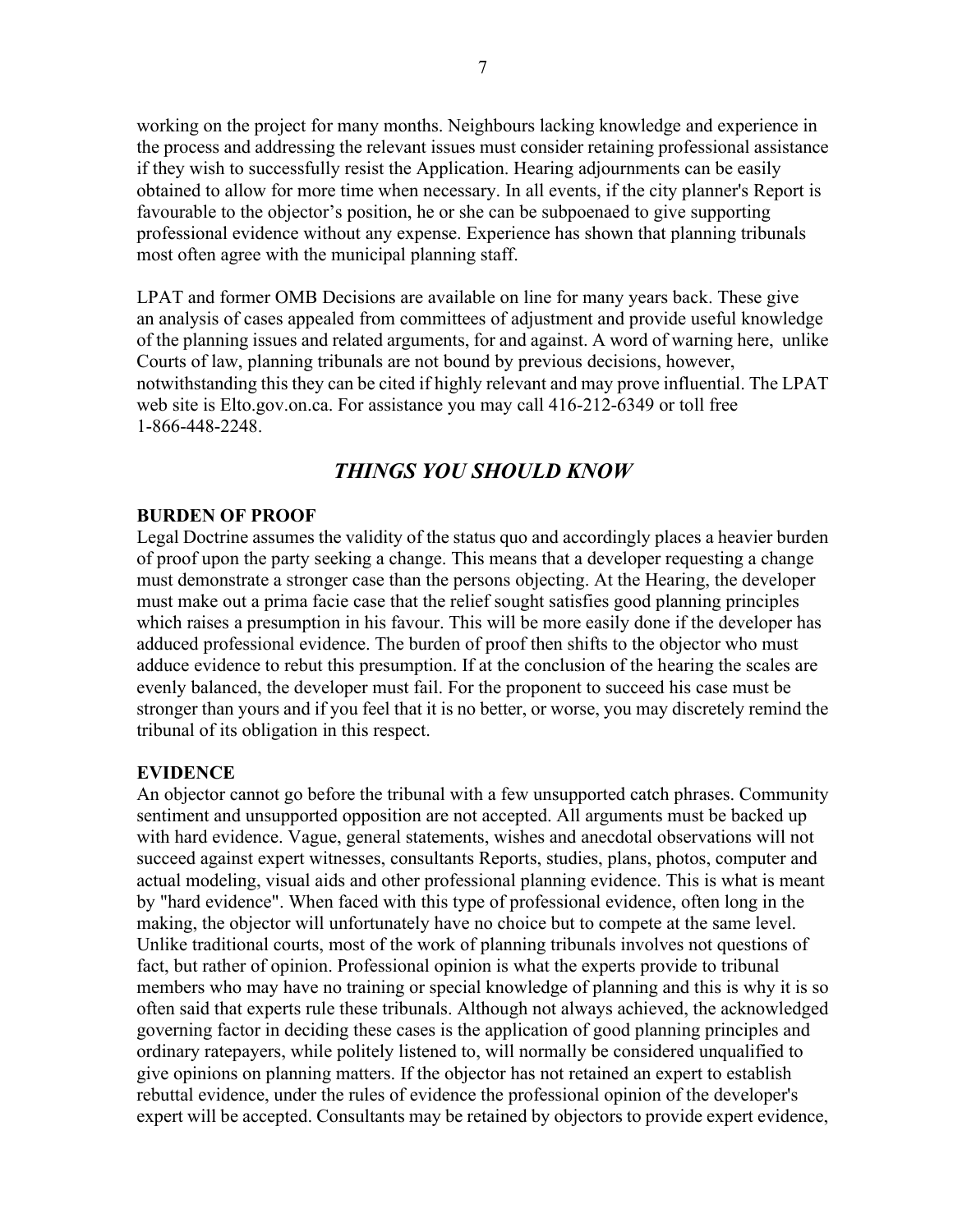working on the project for many months. Neighbours lacking knowledge and experience in the process and addressing the relevant issues must consider retaining professional assistance if they wish to successfully resist the Application. Hearing adjournments can be easily obtained to allow for more time when necessary. In all events, if the city planner's Report is favourable to the objector's position, he or she can be subpoenaed to give supporting professional evidence without any expense. Experience has shown that planning tribunals most often agree with the municipal planning staff.

LPAT and former OMB Decisions are available on line for many years back. These give an analysis of cases appealed from committees of adjustment and provide useful knowledge of the planning issues and related arguments, for and against. A word of warning here, unlike Courts of law, planning tribunals are not bound by previous decisions, however, notwithstanding this they can be cited if highly relevant and may prove influential. The LPAT web site is Elto.gov.on.ca. For assistance you may call 416-212-6349 or toll free 1-866-448-2248.

## *THINGS YOU SHOULD KNOW*

**BURDEN OF PROOF**

Legal Doctrine assumes the validity of the status quo and accordingly places a heavier burden of proof upon the party seeking a change. This means that a developer requesting a change must demonstrate a stronger case than the persons objecting. At the Hearing, the developer must make out a prima facie case that the relief sought satisfies good planning principles which raises a presumption in his favour. This will be more easily done if the developer has adduced professional evidence. The burden of proof then shifts to the objector who must adduce evidence to rebut this presumption. If at the conclusion of the hearing the scales are evenly balanced, the developer must fail. For the proponent to succeed his case must be stronger than yours and if you feel that it is no better, or worse, you may discretely remind the tribunal of its obligation in this respect.

**EVIDENCE**

An objector cannot go before the tribunal with a few unsupported catch phrases. Community sentiment and unsupported opposition are not accepted. All arguments must be backed up with hard evidence. Vague, general statements, wishes and anecdotal observations will not succeed against expert witnesses, consultants Reports, studies, plans, photos, computer and actual modeling, visual aids and other professional planning evidence. This is what is meant by "hard evidence". When faced with this type of professional evidence, often long in the making, the objector will unfortunately have no choice but to compete at the same level. Unlike traditional courts, most of the work of planning tribunals involves not questions of fact, but rather of opinion. Professional opinion is what the experts provide to tribunal members who may have no training or special knowledge of planning and this is why it is so often said that experts rule these tribunals. Although not always achieved, the acknowledged governing factor in deciding these cases is the application of good planning principles and ordinary ratepayers, while politely listened to, will normally be considered unqualified to give opinions on planning matters. If the objector has not retained an expert to establish rebuttal evidence, under the rules of evidence the professional opinion of the developer's expert will be accepted. Consultants may be retained by objectors to provide expert evidence,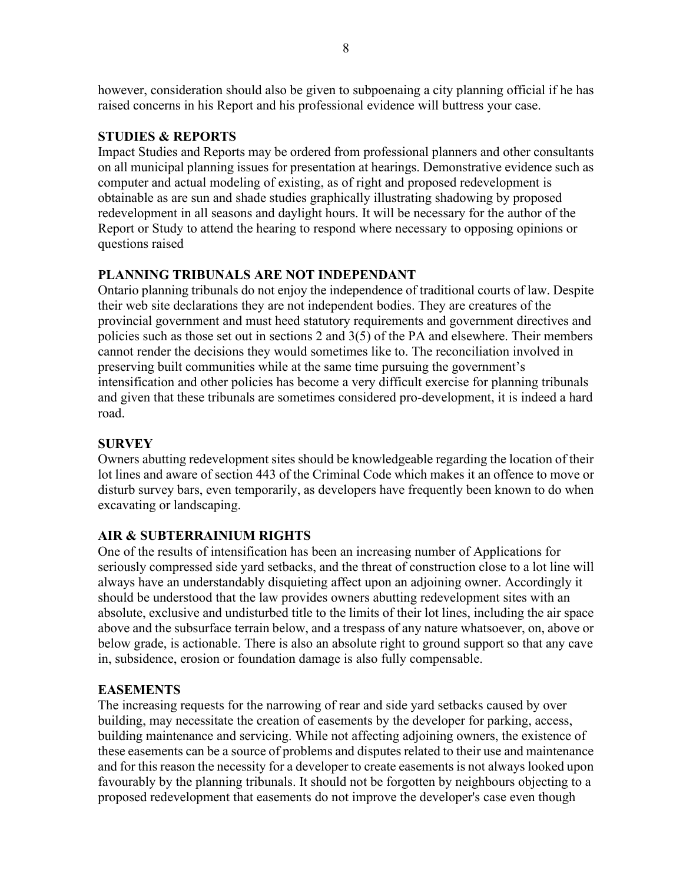however, consideration should also be given to subpoenaing a city planning official if he has raised concerns in his Report and his professional evidence will buttress your case.

**STUDIES & REPORTS**

Impact Studies and Reports may be ordered from professional planners and other consultants on all municipal planning issues for presentation at hearings. Demonstrative evidence such as computer and actual modeling of existing, as of right and proposed redevelopment is obtainable as are sun and shade studies graphically illustrating shadowing by proposed redevelopment in all seasons and daylight hours. It will be necessary for the author of the Report or Study to attend the hearing to respond where necessary to opposing opinions or questions raised

**PLANNING TRIBUNALS ARE NOT INDEPENDANT**

Ontario planning tribunals do not enjoy the independence of traditional courts of law. Despite their web site declarations they are not independent bodies. They are creatures of the provincial government and must heed statutory requirements and government directives and policies such as those set out in sections 2 and 3(5) of the PA and elsewhere. Their members cannot render the decisions they would sometimes like to. The reconciliation involved in preserving built communities while at the same time pursuing the government's intensification and other policies has become a very difficult exercise for planning tribunals and given that these tribunals are sometimes considered pro-development, it is indeed a hard road.

**SURVEY**

Owners abutting redevelopment sites should be knowledgeable regarding the location of their lot lines and aware of section 443 of the Criminal Code which makes it an offence to move or disturb survey bars, even temporarily, as developers have frequently been known to do when excavating or landscaping.

**AIR & SUBTERRAINIUM RIGHTS**

One of the results of intensification has been an increasing number of Applications for seriously compressed side yard setbacks, and the threat of construction close to a lot line will always have an understandably disquieting affect upon an adjoining owner. Accordingly it should be understood that the law provides owners abutting redevelopment sites with an absolute, exclusive and undisturbed title to the limits of their lot lines, including the air space above and the subsurface terrain below, and a trespass of any nature whatsoever, on, above or below grade, is actionable. There is also an absolute right to ground support so that any cave in, subsidence, erosion or foundation damage is also fully compensable.

**EASEMENTS**

The increasing requests for the narrowing of rear and side yard setbacks caused by over building, may necessitate the creation of easements by the developer for parking, access, building maintenance and servicing. While not affecting adjoining owners, the existence of these easements can be a source of problems and disputes related to their use and maintenance and for this reason the necessity for a developer to create easements is not always looked upon favourably by the planning tribunals. It should not be forgotten by neighbours objecting to a proposed redevelopment that easements do not improve the developer's case even though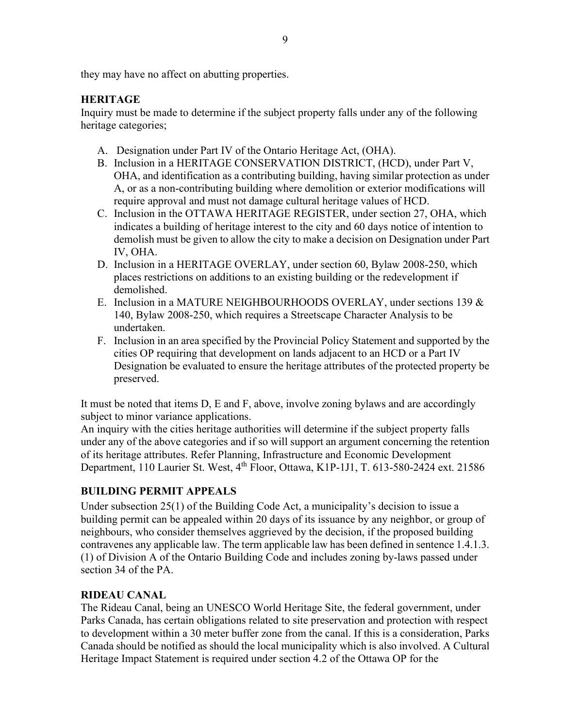they may have no affect on abutting properties.

**HERITAGE**

Inquiry must be made to determine if the subject property falls under any of the following heritage categories;

A. Designation under Part IV of the Ontario Heritage Act, (OHA).
B. Inclusion in a HERITAGE CONSERVATION DISTRICT, (HCD), under Part V, OHA, and identification as a contributing building, having similar protection as under A, or as a non-contributing building where demolition or exterior modifications will require approval and must not damage cultural heritage values of HCD.
C. Inclusion in the OTTAWA HERITAGE REGISTER, under section 27, OHA, which indicates a building of heritage interest to the city and 60 days notice of intention to demolish must be given to allow the city to make a decision on Designation under Part IV, OHA.
D. Inclusion in a HERITAGE OVERLAY, under section 60, Bylaw 2008-250, which places restrictions on additions to an existing building or the redevelopment if demolished.
E. Inclusion in a MATURE NEIGHBOURHOODS OVERLAY, under sections 139 & 140, Bylaw 2008-250, which requires a Streetscape Character Analysis to be undertaken.
F. Inclusion in an area specified by the Provincial Policy Statement and supported by the cities OP requiring that development on lands adjacent to an HCD or a Part IV Designation be evaluated to ensure the heritage attributes of the protected property be preserved.

It must be noted that items D, E and F, above, involve zoning bylaws and are accordingly subject to minor variance applications.
An inquiry with the cities heritage authorities will determine if the subject property falls under any of the above categories and if so will support an argument concerning the retention of its heritage attributes. Refer Planning, Infrastructure and Economic Development Department, 110 Laurier St. West, 4th Floor, Ottawa, K1P-1J1, T. 613-580-2424 ext. 21586

**BUILDING PERMIT APPEALS**

Under subsection 25(1) of the Building Code Act, a municipality's decision to issue a building permit can be appealed within 20 days of its issuance by any neighbor, or group of neighbours, who consider themselves aggrieved by the decision, if the proposed building contravenes any applicable law. The term applicable law has been defined in sentence 1.4.1.3.(1) of Division A of the Ontario Building Code and includes zoning by-laws passed under section 34 of the PA.

**RIDEAU CANAL**

The Rideau Canal, being an UNESCO World Heritage Site, the federal government, under Parks Canada, has certain obligations related to site preservation and protection with respect to development within a 30 meter buffer zone from the canal. If this is a consideration, Parks Canada should be notified as should the local municipality which is also involved. A Cultural Heritage Impact Statement is required under section 4.2 of the Ottawa OP for the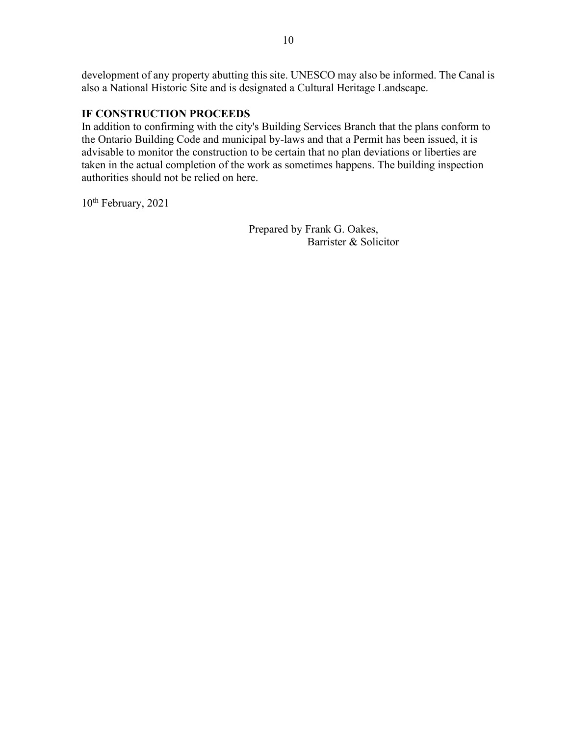development of any property abutting this site. UNESCO may also be informed. The Canal is also a National Historic Site and is designated a Cultural Heritage Landscape.

**IF CONSTRUCTION PROCEEDS**

In addition to confirming with the city's Building Services Branch that the plans conform to the Ontario Building Code and municipal by-laws and that a Permit has been issued, it is advisable to monitor the construction to be certain that no plan deviations or liberties are taken in the actual completion of the work as sometimes happens. The building inspection authorities should not be relied on here.

10th February, 2021

Prepared by Frank G. Oakes,
Barrister & Solicitor